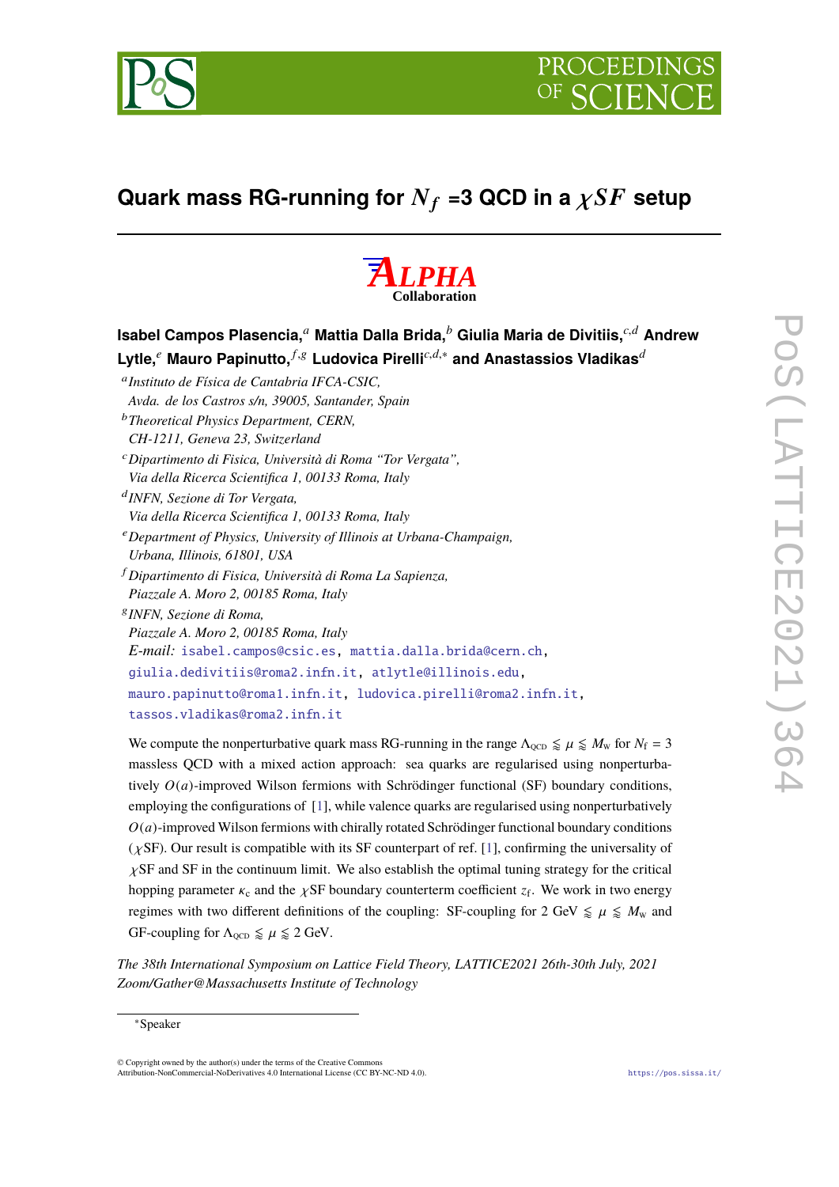# Quark mass RG-running for $N_f$ =3 QCD in a $\chi SF$ setup

**ALPHA Collaboration**

**Isabel Campos Plasencia,**[a] **Mattia Dalla Brida,**[b] **Giulia Maria de Divitiis,**[c,d] **Andrew Lytle,**[e] **Mauro Papinutto,**[f,g] **Ludovica Pirelli**[c,d,*] **and Anastassios Vladikas**[d]

[a] *Instituto de Física de Cantabria IFCA-CSIC, Avda. de los Castros s/n, 39005, Santander, Spain*

[b] *Theoretical Physics Department, CERN, CH-1211, Geneva 23, Switzerland*

[c] *Dipartimento di Fisica, Università di Roma "Tor Vergata", Via della Ricerca Scientifica 1, 00133 Roma, Italy*

[d] *INFN, Sezione di Tor Vergata, Via della Ricerca Scientifica 1, 00133 Roma, Italy*

[e] *Department of Physics, University of Illinois at Urbana-Champaign, Urbana, Illinois, 61801, USA*

[f] *Dipartimento di Fisica, Università di Roma La Sapienza, Piazzale A. Moro 2, 00185 Roma, Italy*

[g] *INFN, Sezione di Roma, Piazzale A. Moro 2, 00185 Roma, Italy*

*E-mail:* isabel.campos@csic.es, mattia.dalla.brida@cern.ch, giulia.dedivitiis@roma2.infn.it, atlytle@illinois.edu, mauro.papinutto@roma1.infn.it, ludovica.pirelli@roma2.infn.it, tassos.vladikas@roma2.infn.it

We compute the nonperturbative quark mass RG-running in the range $\Lambda_{\rm QCD} \lessapprox \mu \lessapprox M_{\rm W}$ for $N_{\rm f} = 3$ massless QCD with a mixed action approach: sea quarks are regularised using nonperturbatively $O(a)$-improved Wilson fermions with Schrödinger functional (SF) boundary conditions, employing the configurations of [1], while valence quarks are regularised using nonperturbatively $O(a)$-improved Wilson fermions with chirally rotated Schrödinger functional boundary conditions ($\chi$SF). Our result is compatible with its SF counterpart of ref. [1], confirming the universality of $\chi$SF and SF in the continuum limit. We also establish the optimal tuning strategy for the critical hopping parameter $\kappa_{\rm c}$ and the $\chi$SF boundary counterterm coefficient $z_{\rm f}$. We work in two energy regimes with two different definitions of the coupling: SF-coupling for 2 GeV $\lessapprox \mu \lessapprox M_{\rm W}$ and GF-coupling for $\Lambda_{\rm QCD} \lessapprox \mu \lessapprox 2$ GeV.

*The 38th International Symposium on Lattice Field Theory, LATTICE2021 26th-30th July, 2021 Zoom/Gather@Massachusetts Institute of Technology*

[*] Speaker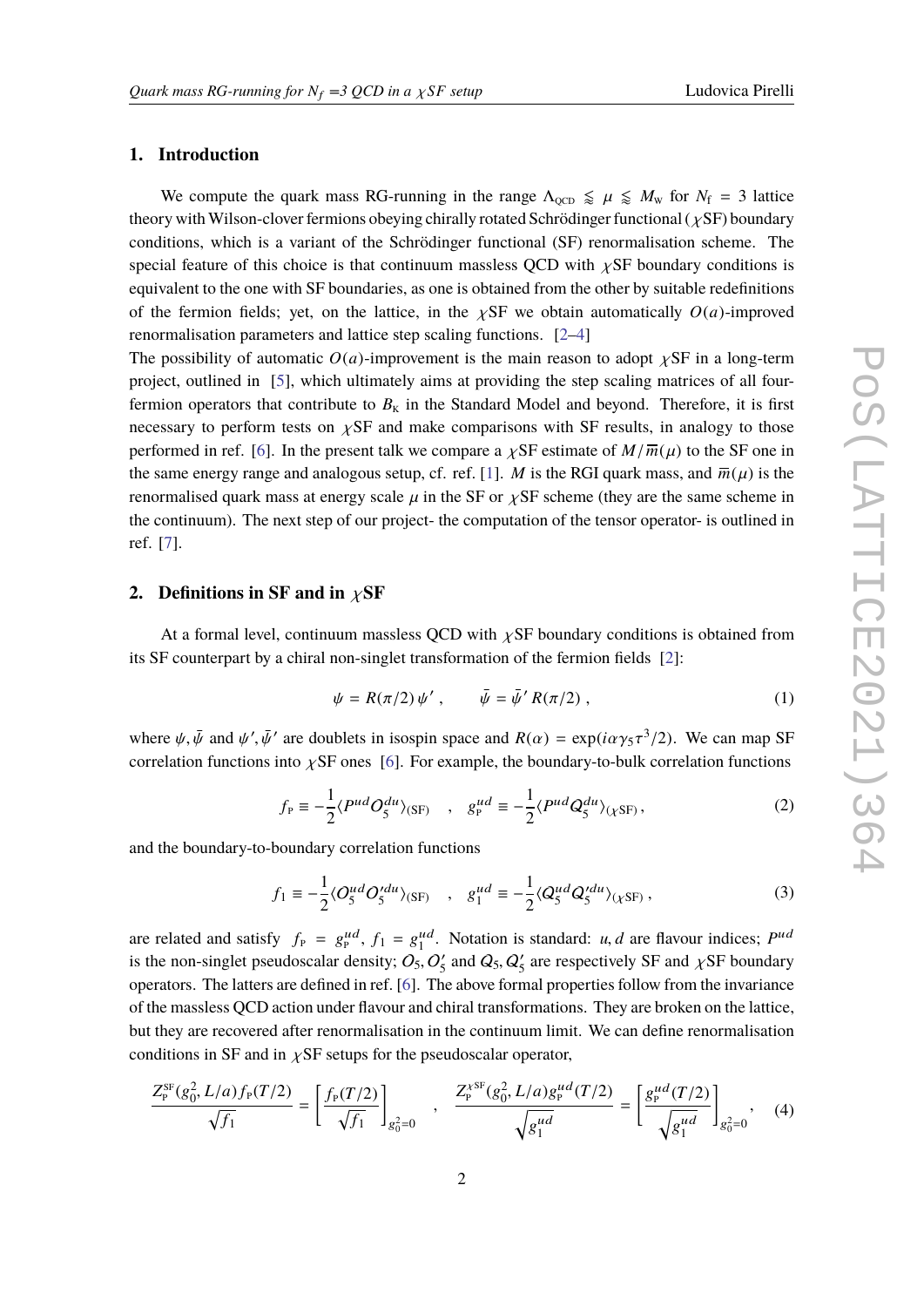## 1. Introduction

We compute the quark mass RG-running in the range $\Lambda_{\rm QCD} \lessgtr \mu \lessgtr M_{\rm W}$ for $N_{\rm f} = 3$ lattice theory with Wilson-clover fermions obeying chirally rotated Schrödinger functional ($\chi$SF) boundary conditions, which is a variant of the Schrödinger functional (SF) renormalisation scheme. The special feature of this choice is that continuum massless QCD with $\chi$SF boundary conditions is equivalent to the one with SF boundaries, as one is obtained from the other by suitable redefinitions of the fermion fields; yet, on the lattice, in the $\chi$SF we obtain automatically $O(a)$-improved renormalisation parameters and lattice step scaling functions. [2–4]

The possibility of automatic $O(a)$-improvement is the main reason to adopt $\chi$SF in a long-term project, outlined in [5], which ultimately aims at providing the step scaling matrices of all four-fermion operators that contribute to $B_{\rm K}$ in the Standard Model and beyond. Therefore, it is first necessary to perform tests on $\chi$SF and make comparisons with SF results, in analogy to those performed in ref. [6]. In the present talk we compare a $\chi$SF estimate of $M/\overline{m}(\mu)$ to the SF one in the same energy range and analogous setup, cf. ref. [1]. $M$ is the RGI quark mass, and $\overline{m}(\mu)$ is the renormalised quark mass at energy scale $\mu$ in the SF or $\chi$SF scheme (they are the same scheme in the continuum). The next step of our project- the computation of the tensor operator- is outlined in ref. [7].

## 2. Definitions in SF and in $\chi$SF

At a formal level, continuum massless QCD with $\chi$SF boundary conditions is obtained from its SF counterpart by a chiral non-singlet transformation of the fermion fields [2]:

$$\psi = R(\pi/2)\,\psi' \,, \qquad \bar{\psi} = \bar{\psi}'\,R(\pi/2)\,, \tag{1}$$

where $\psi, \bar{\psi}$ and $\psi', \bar{\psi}'$ are doublets in isospin space and $R(\alpha) = \exp(i\alpha\gamma_5\tau^3/2)$. We can map SF correlation functions into $\chi$SF ones [6]. For example, the boundary-to-bulk correlation functions

$$f_{\rm P} \equiv -\frac{1}{2}\langle P^{ud} O_5^{du}\rangle_{\rm (SF)} \quad , \quad g_{\rm P}^{ud} \equiv -\frac{1}{2}\langle P^{ud} Q_5^{du}\rangle_{(\chi{\rm SF})}\,, \tag{2}$$

and the boundary-to-boundary correlation functions

$$f_1 \equiv -\frac{1}{2}\langle O_5^{ud} O_5'^{du}\rangle_{\rm (SF)} \quad , \quad g_1^{ud} \equiv -\frac{1}{2}\langle Q_5^{ud} Q_5'^{du}\rangle_{(\chi{\rm SF})}\,, \tag{3}$$

are related and satisfy $f_{\rm P} = g_{\rm P}^{ud}$, $f_1 = g_1^{ud}$. Notation is standard: $u, d$ are flavour indices; $P^{ud}$ is the non-singlet pseudoscalar density; $O_5, O_5'$ and $Q_5, Q_5'$ are respectively SF and $\chi$SF boundary operators. The latters are defined in ref. [6]. The above formal properties follow from the invariance of the massless QCD action under flavour and chiral transformations. They are broken on the lattice, but they are recovered after renormalisation in the continuum limit. We can define renormalisation conditions in SF and in $\chi$SF setups for the pseudoscalar operator,

$$\frac{Z_{\rm P}^{\rm SF}(g_0^2, L/a) f_{\rm P}(T/2)}{\sqrt{f_1}} = \left[\frac{f_{\rm P}(T/2)}{\sqrt{f_1}}\right]_{g_0^2=0} \quad , \quad \frac{Z_{\rm P}^{\chi{\rm SF}}(g_0^2, L/a) g_{\rm P}^{ud}(T/2)}{\sqrt{g_1^{ud}}} = \left[\frac{g_{\rm P}^{ud}(T/2)}{\sqrt{g_1^{ud}}}\right]_{g_0^2=0}, \tag{4}$$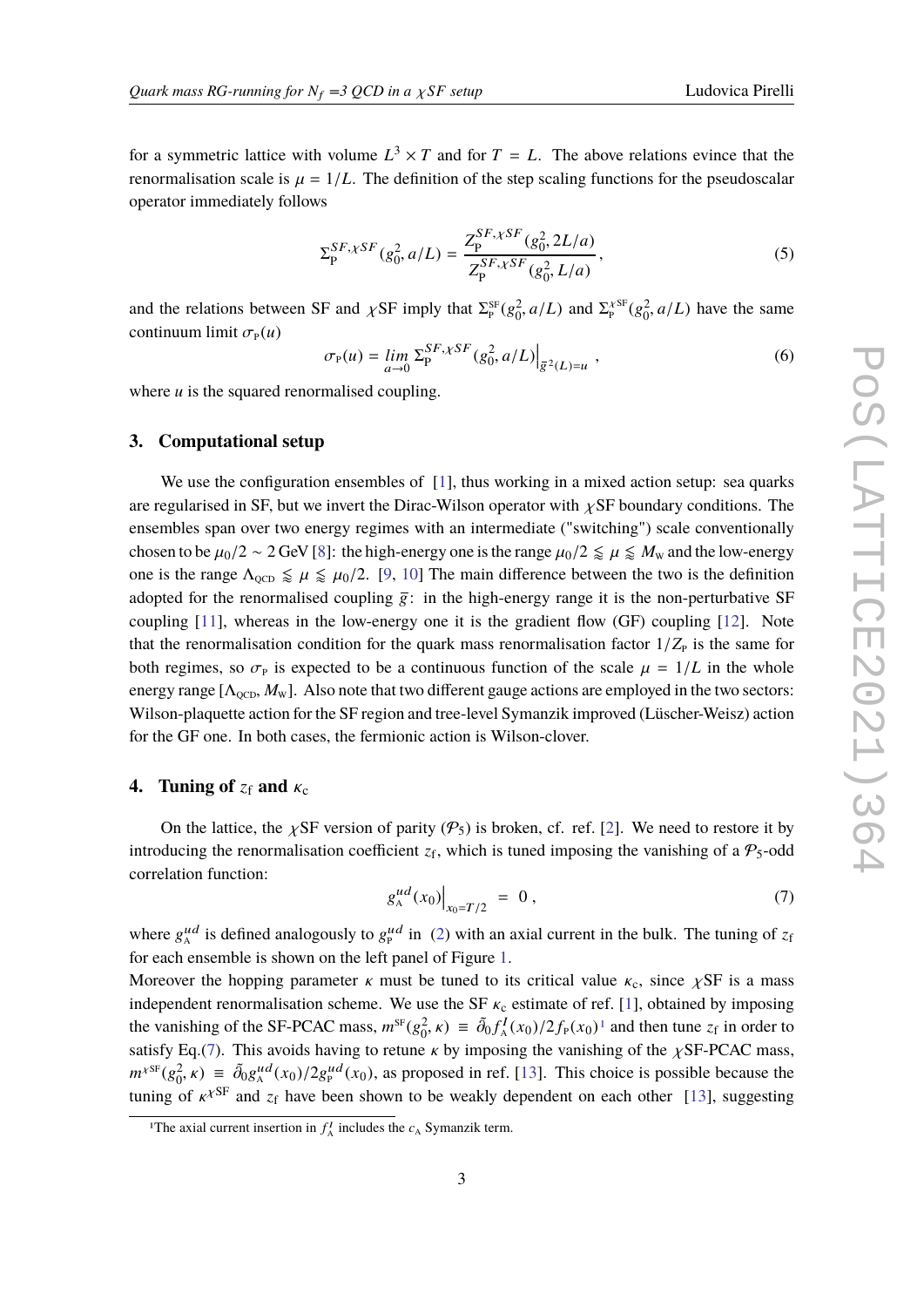for a symmetric lattice with volume $L^3 \times T$ and for $T = L$. The above relations evince that the renormalisation scale is $\mu = 1/L$. The definition of the step scaling functions for the pseudoscalar operator immediately follows

$$\Sigma_{\rm P}^{SF,\chi SF}(g_0^2, a/L) = \frac{Z_{\rm P}^{SF,\chi SF}(g_0^2, 2L/a)}{Z_{\rm P}^{SF,\chi SF}(g_0^2, L/a)}, \tag{5}$$

and the relations between SF and $\chi$SF imply that $\Sigma_{\rm P}^{\rm SF}(g_0^2, a/L)$ and $\Sigma_{\rm P}^{\chi\rm SF}(g_0^2, a/L)$ have the same continuum limit $\sigma_{\rm P}(u)$

$$\sigma_{\rm P}(u) = \lim_{a\to 0} \Sigma_{\rm P}^{SF,\chi SF}(g_0^2, a/L)\Big|_{\bar{g}^2(L)=u}, \tag{6}$$

where $u$ is the squared renormalised coupling.

## 3. Computational setup

We use the configuration ensembles of [1], thus working in a mixed action setup: sea quarks are regularised in SF, but we invert the Dirac-Wilson operator with $\chi$SF boundary conditions. The ensembles span over two energy regimes with an intermediate ("switching") scale conventionally chosen to be $\mu_0/2 \sim 2\,\text{GeV}$ [8]: the high-energy one is the range $\mu_0/2 \lessapprox \mu \lessapprox M_{\rm W}$ and the low-energy one is the range $\Lambda_{\rm QCD} \lessapprox \mu \lessapprox \mu_0/2$. [9, 10] The main difference between the two is the definition adopted for the renormalised coupling $\bar{g}$: in the high-energy range it is the non-perturbative SF coupling [11], whereas in the low-energy one it is the gradient flow (GF) coupling [12]. Note that the renormalisation condition for the quark mass renormalisation factor $1/Z_{\rm P}$ is the same for both regimes, so $\sigma_{\rm P}$ is expected to be a continuous function of the scale $\mu = 1/L$ in the whole energy range $[\Lambda_{\rm QCD}, M_{\rm W}]$. Also note that two different gauge actions are employed in the two sectors: Wilson-plaquette action for the SF region and tree-level Symanzik improved (Lüscher-Weisz) action for the GF one. In both cases, the fermionic action is Wilson-clover.

## 4. Tuning of $z_{\rm f}$ and $\kappa_{\rm c}$

On the lattice, the $\chi$SF version of parity ($\mathcal{P}_5$) is broken, cf. ref. [2]. We need to restore it by introducing the renormalisation coefficient $z_{\rm f}$, which is tuned imposing the vanishing of a $\mathcal{P}_5$-odd correlation function:

$$g_{\rm A}^{ud}(x_0)\Big|_{x_0=T/2} = 0\,, \tag{7}$$

where $g_{\rm A}^{ud}$ is defined analogously to $g_{\rm P}^{ud}$ in (2) with an axial current in the bulk. The tuning of $z_{\rm f}$ for each ensemble is shown on the left panel of Figure 1.

Moreover the hopping parameter $\kappa$ must be tuned to its critical value $\kappa_{\rm c}$, since $\chi$SF is a mass independent renormalisation scheme. We use the SF $\kappa_{\rm c}$ estimate of ref. [1], obtained by imposing the vanishing of the SF-PCAC mass, $m^{\rm SF}(g_0^2, \kappa) \equiv \tilde{\partial}_0 f_{\rm A}^I(x_0)/2f_{\rm P}(x_0)$[1] and then tune $z_{\rm f}$ in order to satisfy Eq.(7). This avoids having to retune $\kappa$ by imposing the vanishing of the $\chi$SF-PCAC mass, $m^{\chi\rm SF}(g_0^2, \kappa) \equiv \tilde{\partial}_0 g_{\rm A}^{ud}(x_0)/2g_{\rm P}^{ud}(x_0)$, as proposed in ref. [13]. This choice is possible because the tuning of $\kappa^{\chi\rm SF}$ and $z_{\rm f}$ have been shown to be weakly dependent on each other [13], suggesting

[1]The axial current insertion in $f_{\rm A}^I$ includes the $c_{\rm A}$ Symanzik term.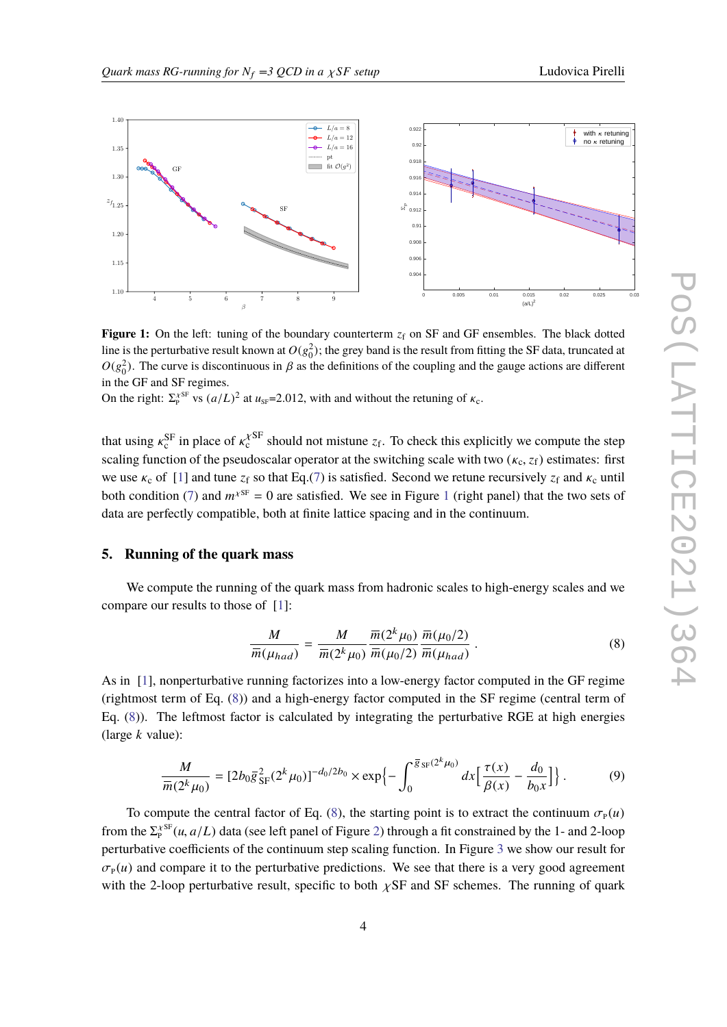**Figure 1:** On the left: tuning of the boundary counterterm $z_f$ on SF and GF ensembles. The black dotted line is the perturbative result known at $O(g_0^2)$; the grey band is the result from fitting the SF data, truncated at $O(g_0^2)$. The curve is discontinuous in $\beta$ as the definitions of the coupling and the gauge actions are different in the GF and SF regimes.
On the right: $\Sigma_P^{\chi\mathrm{SF}}$ vs $(a/L)^2$ at $u_{\mathrm{SF}}$=2.012, with and without the retuning of $\kappa_c$.

that using $\kappa_c^{\mathrm{SF}}$ in place of $\kappa_c^{\chi\mathrm{SF}}$ should not mistune $z_f$. To check this explicitly we compute the step scaling function of the pseudoscalar operator at the switching scale with two $(\kappa_c, z_f)$ estimates: first we use $\kappa_c$ of [1] and tune $z_f$ so that Eq.(7) is satisfied. Second we retune recursively $z_f$ and $\kappa_c$ until both condition (7) and $m^{\chi\mathrm{SF}} = 0$ are satisfied. We see in Figure 1 (right panel) that the two sets of data are perfectly compatible, both at finite lattice spacing and in the continuum.

## 5. Running of the quark mass

We compute the running of the quark mass from hadronic scales to high-energy scales and we compare our results to those of [1]:

$$\frac{M}{\overline{m}(\mu_{had})} = \frac{M}{\overline{m}(2^k\mu_0)} \frac{\overline{m}(2^k\mu_0)}{\overline{m}(\mu_0/2)} \frac{\overline{m}(\mu_0/2)}{\overline{m}(\mu_{had})} \,. \tag{8}$$

As in [1], nonperturbative running factorizes into a low-energy factor computed in the GF regime (rightmost term of Eq. (8)) and a high-energy factor computed in the SF regime (central term of Eq. (8)). The leftmost factor is calculated by integrating the perturbative RGE at high energies (large $k$ value):

$$\frac{M}{\overline{m}(2^k\mu_0)} = [2b_0\bar{g}_{\mathrm{SF}}^2(2^k\mu_0)]^{-d_0/2b_0} \times \exp\Big\{-\int_0^{\bar{g}_{\mathrm{SF}}(2^k\mu_0)} dx \Big[\frac{\tau(x)}{\beta(x)} - \frac{d_0}{b_0 x}\Big]\Big\} \,. \tag{9}$$

To compute the central factor of Eq. (8), the starting point is to extract the continuum $\sigma_P(u)$ from the $\Sigma_P^{\chi\mathrm{SF}}(u, a/L)$ data (see left panel of Figure 2) through a fit constrained by the 1- and 2-loop perturbative coefficients of the continuum step scaling function. In Figure 3 we show our result for $\sigma_P(u)$ and compare it to the perturbative predictions. We see that there is a very good agreement with the 2-loop perturbative result, specific to both $\chi$SF and SF schemes. The running of quark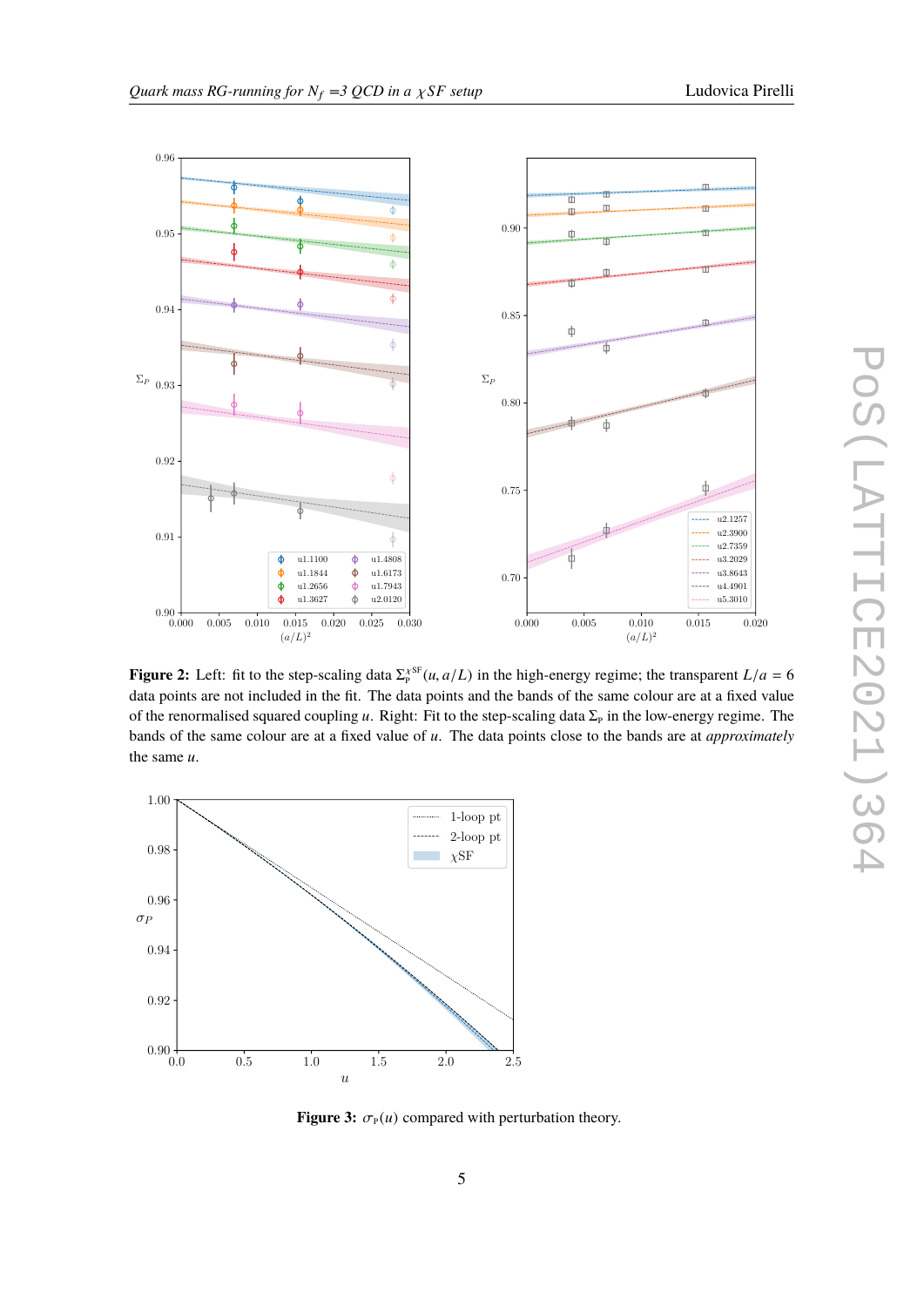**Figure 2:** Left: fit to the step-scaling data $\Sigma_{\rm P}^{\chi\rm SF}(u, a/L)$ in the high-energy regime; the transparent $L/a = 6$ data points are not included in the fit. The data points and the bands of the same colour are at a fixed value of the renormalised squared coupling $u$. Right: Fit to the step-scaling data $\Sigma_{\rm P}$ in the low-energy regime. The bands of the same colour are at a fixed value of $u$. The data points close to the bands are at *approximately* the same $u$.

**Figure 3:** $\sigma_{\rm P}(u)$ compared with perturbation theory.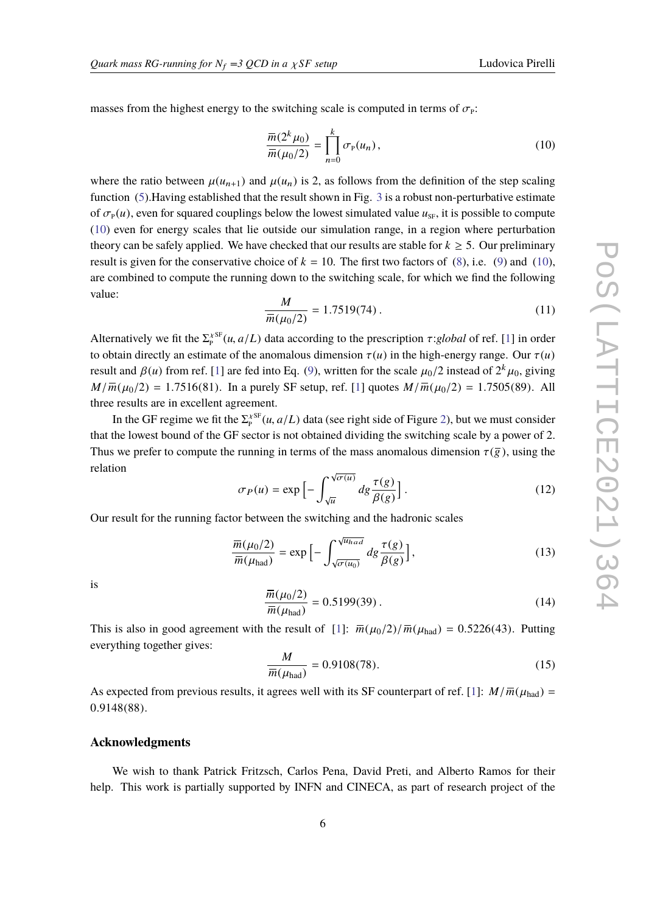masses from the highest energy to the switching scale is computed in terms of $\sigma_{\rm P}$:

$$\frac{\overline{m}(2^k\mu_0)}{\overline{m}(\mu_0/2)} = \prod_{n=0}^{k} \sigma_{\rm P}(u_n)\,, \tag{10}$$

where the ratio between $\mu(u_{n+1})$ and $\mu(u_n)$ is 2, as follows from the definition of the step scaling function (5).Having established that the result shown in Fig. 3 is a robust non-perturbative estimate of $\sigma_{\rm P}(u)$, even for squared couplings below the lowest simulated value $u_{\rm SF}$, it is possible to compute (10) even for energy scales that lie outside our simulation range, in a region where perturbation theory can be safely applied. We have checked that our results are stable for $k \geq 5$. Our preliminary result is given for the conservative choice of $k = 10$. The first two factors of (8), i.e. (9) and (10), are combined to compute the running down to the switching scale, for which we find the following value:

$$\frac{M}{\overline{m}(\mu_0/2)} = 1.7519(74)\,. \tag{11}$$

Alternatively we fit the $\Sigma_{\rm P}^{\chi{\rm SF}}(u, a/L)$ data according to the prescription $\tau$:*global* of ref. [1] in order to obtain directly an estimate of the anomalous dimension $\tau(u)$ in the high-energy range. Our $\tau(u)$ result and $\beta(u)$ from ref. [1] are fed into Eq. (9), written for the scale $\mu_0/2$ instead of $2^k\mu_0$, giving $M/\overline{m}(\mu_0/2) = 1.7516(81)$. In a purely SF setup, ref. [1] quotes $M/\overline{m}(\mu_0/2) = 1.7505(89)$. All three results are in excellent agreement.

In the GF regime we fit the $\Sigma_{\rm P}^{\chi{\rm SF}}(u, a/L)$ data (see right side of Figure 2), but we must consider that the lowest bound of the GF sector is not obtained dividing the switching scale by a power of 2. Thus we prefer to compute the running in terms of the mass anomalous dimension $\tau(\overline{g})$, using the relation

$$\sigma_P(u) = \exp\Big[-\int_{\sqrt{u}}^{\sqrt{\sigma(u)}} dg \frac{\tau(g)}{\beta(g)}\Big]\,. \tag{12}$$

Our result for the running factor between the switching and the hadronic scales

$$\frac{\overline{m}(\mu_0/2)}{\overline{m}(\mu_{\rm had})} = \exp\Big[-\int_{\sqrt{\sigma(u_0)}}^{\sqrt{u_{had}}} dg \frac{\tau(g)}{\beta(g)}\Big]\,, \tag{13}$$

is

$$\frac{\overline{m}(\mu_0/2)}{\overline{m}(\mu_{\rm had})} = 0.5199(39)\,. \tag{14}$$

This is also in good agreement with the result of [1]: $\overline{m}(\mu_0/2)/\overline{m}(\mu_{\rm had}) = 0.5226(43)$. Putting everything together gives:

$$\frac{M}{\overline{m}(\mu_{\rm had})} = 0.9108(78). \tag{15}$$

As expected from previous results, it agrees well with its SF counterpart of ref. [1]: $M/\overline{m}(\mu_{\rm had}) = 0.9148(88)$.

## Acknowledgments

We wish to thank Patrick Fritzsch, Carlos Pena, David Preti, and Alberto Ramos for their help. This work is partially supported by INFN and CINECA, as part of research project of the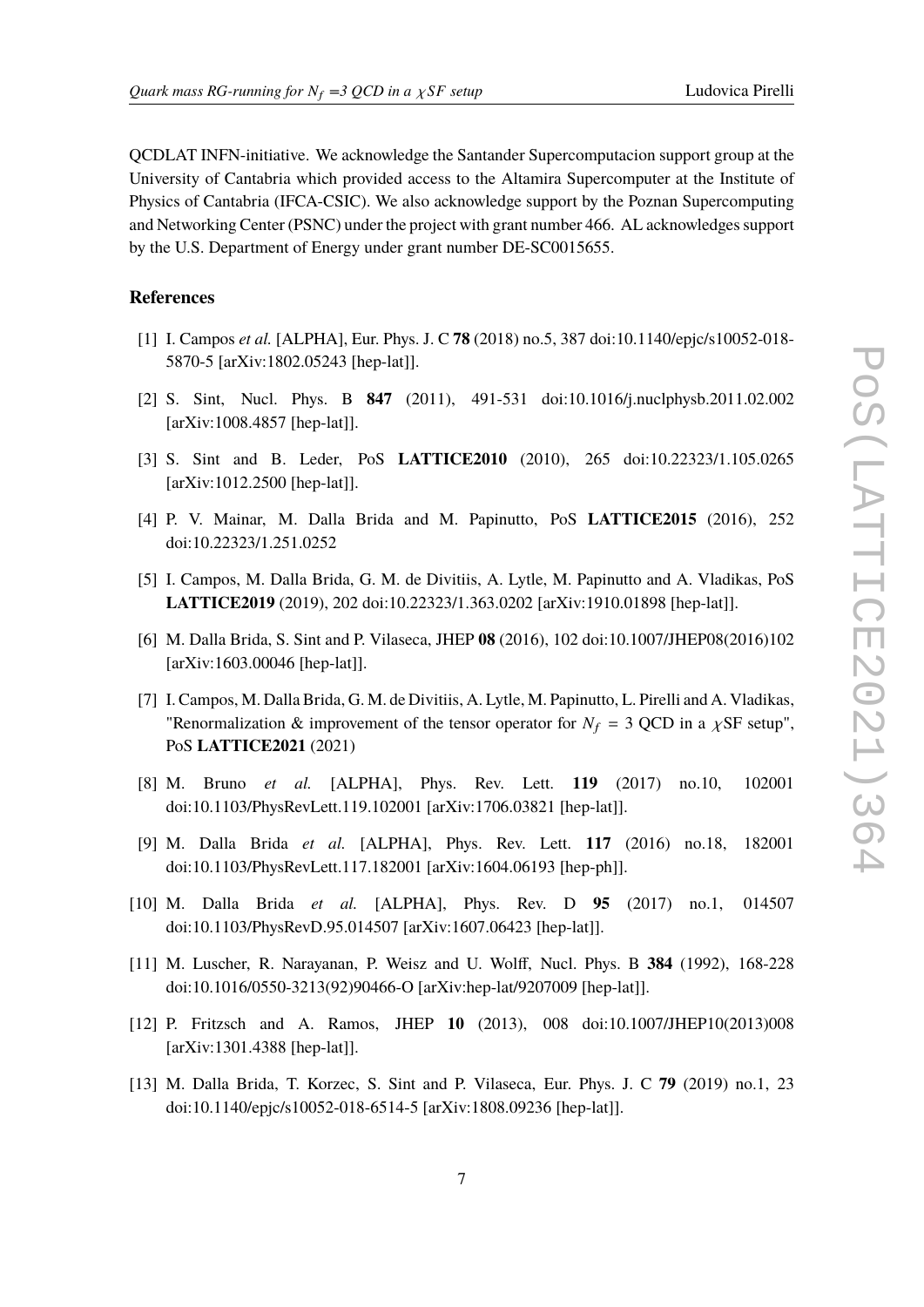QCDLAT INFN-initiative. We acknowledge the Santander Supercomputacion support group at the University of Cantabria which provided access to the Altamira Supercomputer at the Institute of Physics of Cantabria (IFCA-CSIC). We also acknowledge support by the Poznan Supercomputing and Networking Center (PSNC) under the project with grant number 466. AL acknowledges support by the U.S. Department of Energy under grant number DE-SC0015655.

## References

[1] I. Campos *et al.* [ALPHA], Eur. Phys. J. C **78** (2018) no.5, 387 doi:10.1140/epjc/s10052-018-5870-5 [arXiv:1802.05243 [hep-lat]].

[2] S. Sint, Nucl. Phys. B **847** (2011), 491-531 doi:10.1016/j.nuclphysb.2011.02.002 [arXiv:1008.4857 [hep-lat]].

[3] S. Sint and B. Leder, PoS **LATTICE2010** (2010), 265 doi:10.22323/1.105.0265 [arXiv:1012.2500 [hep-lat]].

[4] P. V. Mainar, M. Dalla Brida and M. Papinutto, PoS **LATTICE2015** (2016), 252 doi:10.22323/1.251.0252

[5] I. Campos, M. Dalla Brida, G. M. de Divitiis, A. Lytle, M. Papinutto and A. Vladikas, PoS **LATTICE2019** (2019), 202 doi:10.22323/1.363.0202 [arXiv:1910.01898 [hep-lat]].

[6] M. Dalla Brida, S. Sint and P. Vilaseca, JHEP **08** (2016), 102 doi:10.1007/JHEP08(2016)102 [arXiv:1603.00046 [hep-lat]].

[7] I. Campos, M. Dalla Brida, G. M. de Divitiis, A. Lytle, M. Papinutto, L. Pirelli and A. Vladikas, "Renormalization & improvement of the tensor operator for $N_f = 3$ QCD in a $\chi$SF setup", PoS **LATTICE2021** (2021)

[8] M. Bruno *et al.* [ALPHA], Phys. Rev. Lett. **119** (2017) no.10, 102001 doi:10.1103/PhysRevLett.119.102001 [arXiv:1706.03821 [hep-lat]].

[9] M. Dalla Brida *et al.* [ALPHA], Phys. Rev. Lett. **117** (2016) no.18, 182001 doi:10.1103/PhysRevLett.117.182001 [arXiv:1604.06193 [hep-ph]].

[10] M. Dalla Brida *et al.* [ALPHA], Phys. Rev. D **95** (2017) no.1, 014507 doi:10.1103/PhysRevD.95.014507 [arXiv:1607.06423 [hep-lat]].

[11] M. Luscher, R. Narayanan, P. Weisz and U. Wolff, Nucl. Phys. B **384** (1992), 168-228 doi:10.1016/0550-3213(92)90466-O [arXiv:hep-lat/9207009 [hep-lat]].

[12] P. Fritzsch and A. Ramos, JHEP **10** (2013), 008 doi:10.1007/JHEP10(2013)008 [arXiv:1301.4388 [hep-lat]].

[13] M. Dalla Brida, T. Korzec, S. Sint and P. Vilaseca, Eur. Phys. J. C **79** (2019) no.1, 23 doi:10.1140/epjc/s10052-018-6514-5 [arXiv:1808.09236 [hep-lat]].